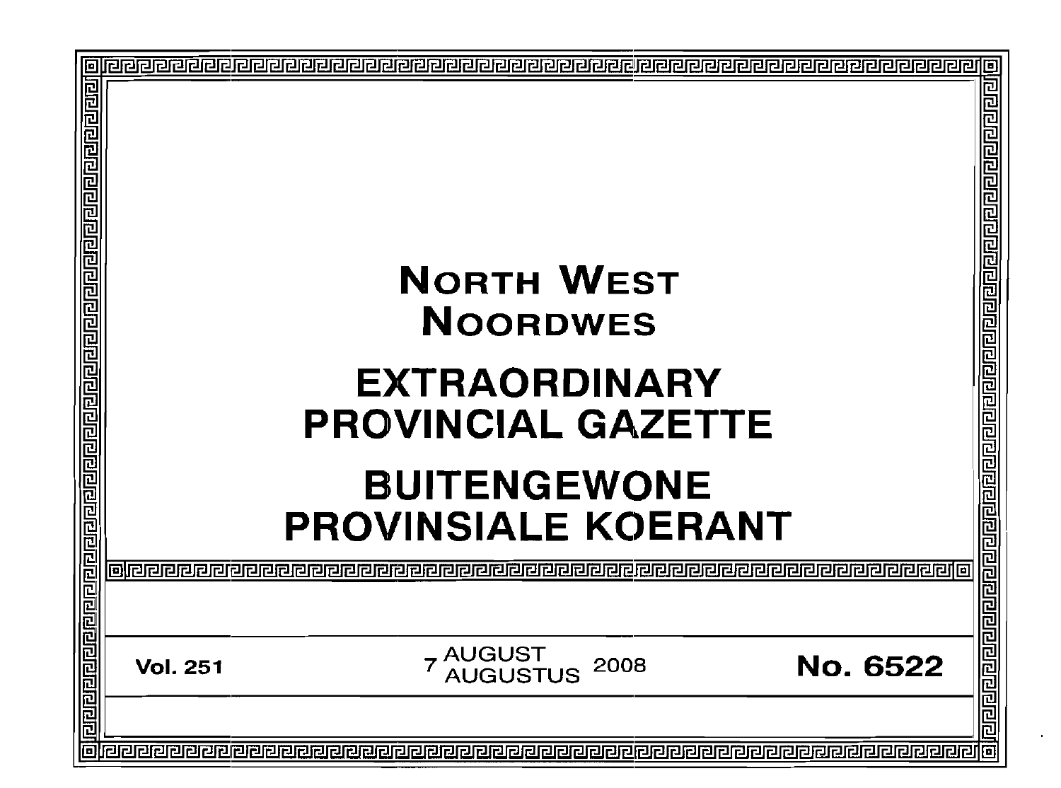# NORTH WEST
# NOORDWES

# EXTRAORDINARY PROVINCIAL GAZETTE

# BUITENGEWONE PROVINSIALE KOERANT

**Vol. 251** | 7 AUGUST / AUGUSTUS 2008 | **No. 6522**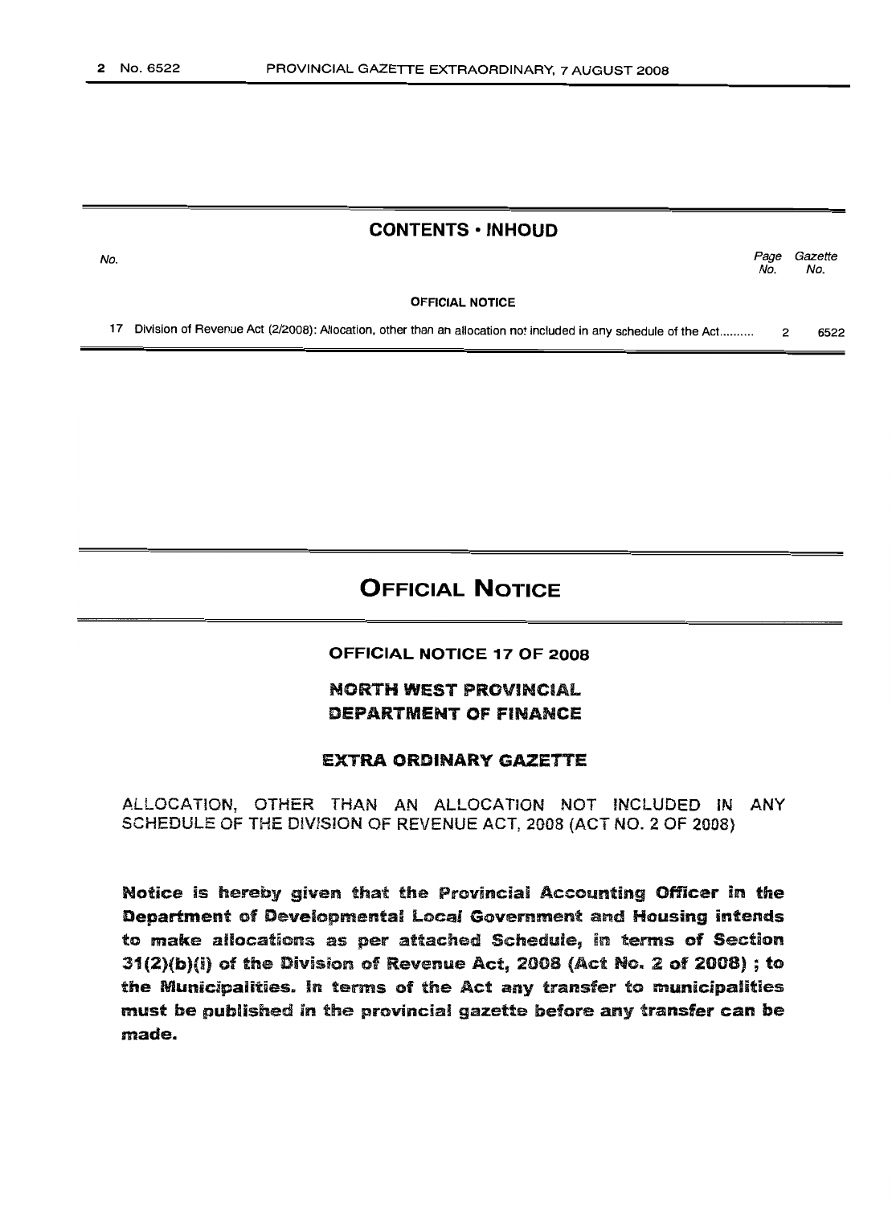## CONTENTS • INHOUD

| No. | | Page No. | Gazette No. |
|---|---|---|---|
| | **OFFICIAL NOTICE** | | |
| 17 | Division of Revenue Act (2/2008): Allocation, other than an allocation not included in any schedule of the Act.......... | 2 | 6522 |

# OFFICIAL NOTICE

## OFFICIAL NOTICE 17 OF 2008

## NORTH WEST PROVINCIAL DEPARTMENT OF FINANCE

### EXTRA ORDINARY GAZETTE

ALLOCATION, OTHER THAN AN ALLOCATION NOT INCLUDED IN ANY SCHEDULE OF THE DIVISION OF REVENUE ACT, 2008 (ACT NO. 2 OF 2008)

**Notice is hereby given that the Provincial Accounting Officer in the Department of Developmental Local Government and Housing intends to make allocations as per attached Schedule, in terms of Section 31(2)(b)(i) of the Division of Revenue Act, 2008 (Act No. 2 of 2008) ; to the Municipalities. In terms of the Act any transfer to municipalities must be published in the provincial gazette before any transfer can be made.**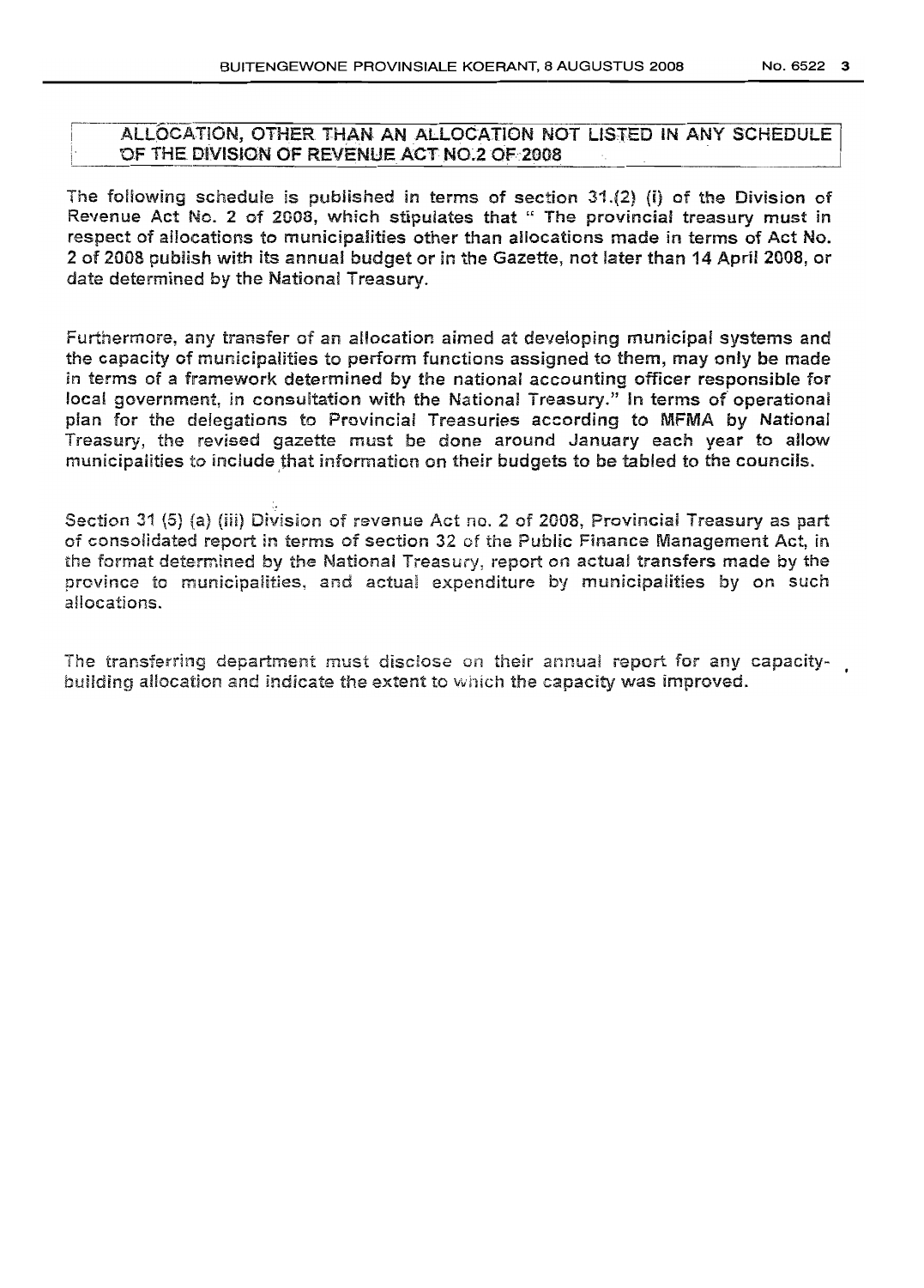## ALLOCATION, OTHER THAN AN ALLOCATION NOT LISTED IN ANY SCHEDULE OF THE DIVISION OF REVENUE ACT NO.2 OF 2008

The following schedule is published in terms of section 31.(2) (i) of the Division of Revenue Act No. 2 of 2008, which stipulates that " The provincial treasury must in respect of allocations to municipalities other than allocations made in terms of Act No. 2 of 2008 publish with its annual budget or in the Gazette, not later than 14 April 2008, or date determined by the National Treasury.

Furthermore, any transfer of an allocation aimed at developing municipal systems and the capacity of municipalities to perform functions assigned to them, may only be made in terms of a framework determined by the national accounting officer responsible for local government, in consultation with the National Treasury." In terms of operational plan for the delegations to Provincial Treasuries according to MFMA by National Treasury, the revised gazette must be done around January each year to allow municipalities to include that information on their budgets to be tabled to the councils.

Section 31 (5) (a) (iii) Division of revenue Act no. 2 of 2008, Provincial Treasury as part of consolidated report in terms of section 32 of the Public Finance Management Act, in the format determined by the National Treasury, report on actual transfers made by the province to municipalities, and actual expenditure by municipalities by on such allocations.

The transferring department must disclose on their annual report for any capacity-building allocation and indicate the extent to which the capacity was improved.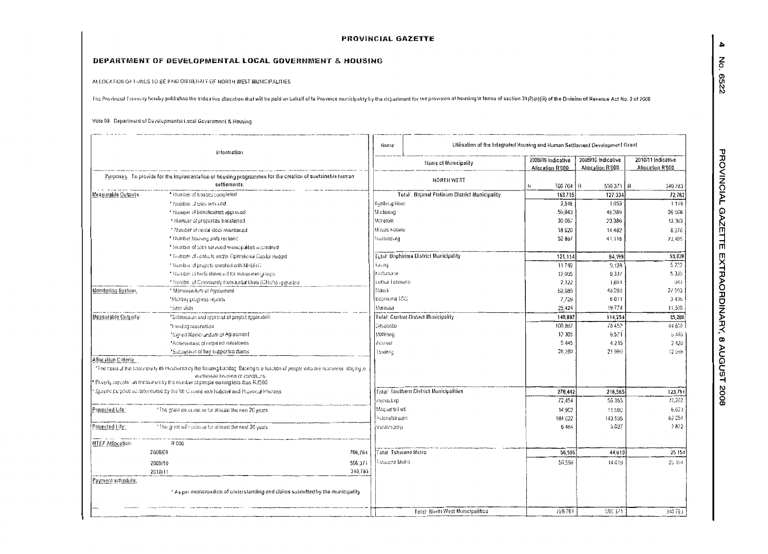### PROVINCIAL GAZETTE

## DEPARTMENT OF DEVELOPMENTAL LOCAL GOVERNMENT & HOUSING

ALLOCATION OF FUNDS TO BE PAID ON BEHALF OF NORTH WEST MUNICIPALITIES

The Provincial Treasury hereby publishes the indicative allocation that will be paid on behalf of le Province municipality by the department for the provision of housing in terms of section 31(2)(a)(iii) of the Division of Revenue Act No. 2 of 2008

Vote 09 Department of Developmental Local Government & Housing

| Information | |
|---|---|
| Purposes: | To provide for the implementation of housing programmes for the creation of sustainable human settlements. |
| Measurable Outputs: | * Number of houses completed<br>* Number of sites serviced<br>* Number of beneficiaries approved<br>* Number of properties transferred<br>* Number of rental stock maintained<br>* Number housing units rectified<br>* Number of sites serviced municipalities accredited<br>* Number of contracts under Operational Capital Budget<br>* Number of projects enrolled with NHBRC<br>* Number of beds delivered for vulnerable groups<br>* Number of Community Residential Units (CRU's) upgraded |
| Monitoring System: | * Memorandum of Agreement<br>* Monthly progress reports<br>* Sites visits |
| Measurable Outputs: | * Submission and approval of project application<br>* Funding reservation<br>* Signed Memorandum of Agreement<br>* Achievement of required milestones<br>* Submission of fully supported claims |
| Allocation Criteria: | * The need of the municipality as measured by the housing backlog. Backlog is a function of people who are homeless, staying in inadequate housing or conditions<br>* Poverty indicator as measured by the number of people earning less than R3500<br>* Specific purpose as determined by the MEC in line with National and Provincial Priorities |
| Projected Life: | * The grant will continue for at least the next 20 years |
| Projected Life: | * The grant will continue for at least the next 20 years |
| MTEF Allocation: | R'000<br>2008/09 766,764<br>2009/10 596,371<br>2010/11 340,783 |
| Payment schedule: | * As per memorandum of understanding and claims submitted by the municipality |

Name: Utilisation of the Integrated Housing and Human Settlement Development Grant

| Name of Municipality | 2008/09 Indicative Allocation R'000 | 2009/10 Indicative Allocation R'000 | 2010/11 Indicative Allocation R'000 |
|---|---|---|---|
| NORTH WEST | R 766 764 | R 596 371 | R 340 783 |
| **Total : Bojanal Platinum District Municipality** | **163,715** | **127,334** | **72,762** |
| Kgetleng River | 2,518 | 1,959 | 1 119 |
| Madibeng | 59,843 | 46,389 | 26 508 |
| Moretele | 30,067 | 23,386 | 13,363 |
| Moses Kotane | 18 620 | 14,482 | 8,276 |
| Rustenburg | 52 867 | 41,118 | 23,496 |
| **Total: Bophirima District Municipality** | **121,114** | **94,199** | **53,828** |
| Lekwa | 11,749 | 9,138 | 5,222 |
| Kagisano | 12,005 | 9,337 | 5,335 |
| Lekwa Teemane | 2,122 | 1,651 | 943 |
| Naledi | 62,085 | 48,288 | 27,593 |
| Bophirima TDC | 7,729 | 6 011 | 3 435 |
| Mamusa | 25,424 | 19,774 | 11,300 |
| **Total: Central District Municipality** | **146,897** | **114,254** | **65,288** |
| Ditsobotla | 100,867 | 78,452 | 44 830 |
| Mafikeng | 12 305 | 9,571 | 5,469 |
| Zeerust | 5 445 | 4,235 | 2 420 |
| Tswaing | 28,280 | 21 996 | 12 569 |
| **Total: Southern District Municipalities** | **278,442** | **216,565** | **123,751** |
| Klerksdorp | 72,454 | 56 353 | 32,202 |
| Maquassi Hills | 14,902 | 11 590 | 6,623 |
| Potchefstroom | 184 022 | 143,595 | 82 054 |
| Ventersdorp | 6 464 | 5,027 | 2 872 |
| **Total: Tshwane Metro** | **56,596** | **44,019** | **25 154** |
| Tshwane Metro | 56,596 | 44 019 | 25 154 |
| **Total: North West Municipalities** | **766 764** | **596 371** | **340 783** |